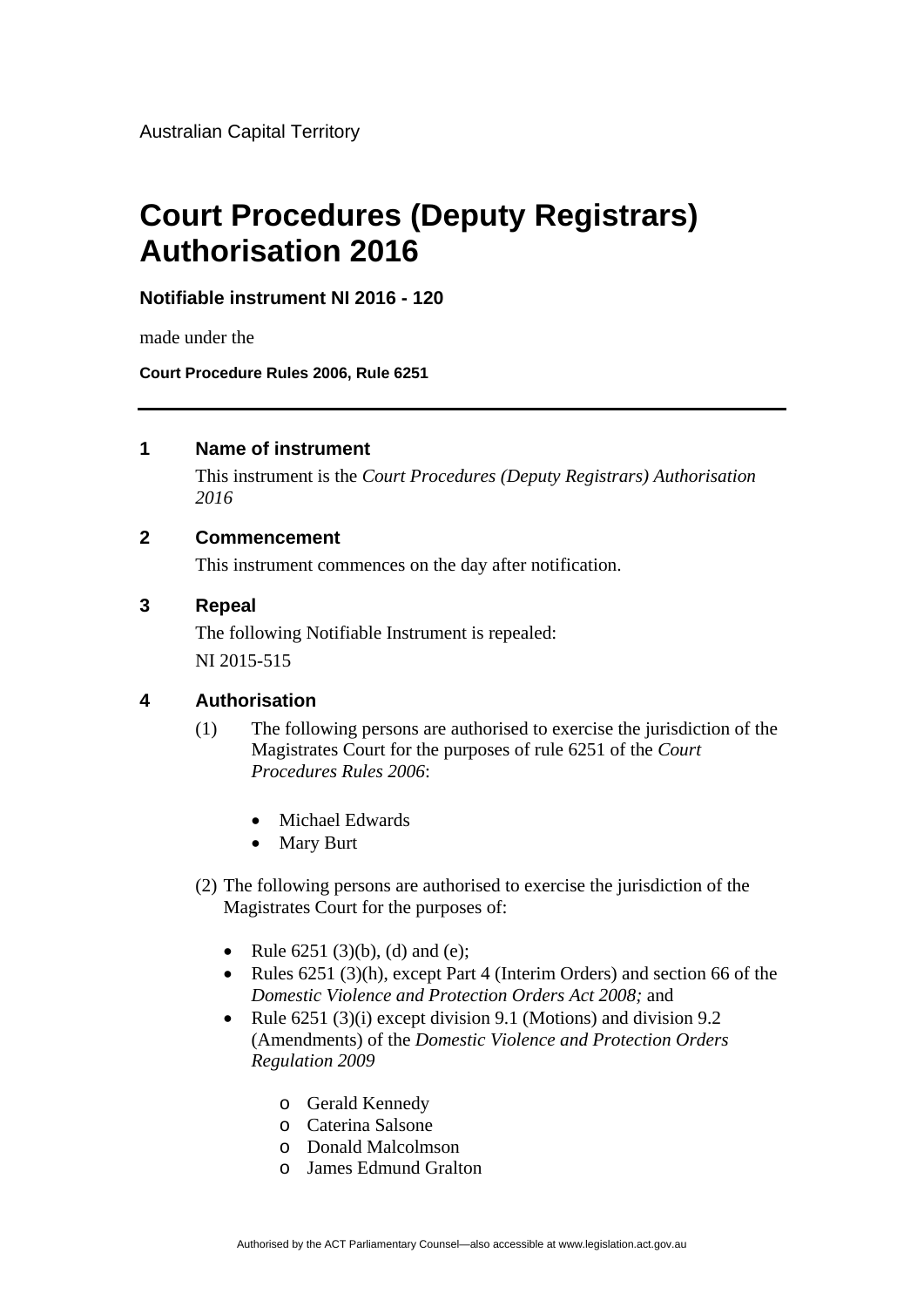Australian Capital Territory

# Court Procedures (Deputy Registrars) Authorisation 2016

**Notifiable instrument NI 2016 - 120**

made under the

**Court Procedure Rules 2006, Rule 6251**

---

## 1 Name of instrument

This instrument is the *Court Procedures (Deputy Registrars) Authorisation 2016*

## 2 Commencement

This instrument commences on the day after notification.

## 3 Repeal

The following Notifiable Instrument is repealed:

NI 2015-515

## 4 Authorisation

(1) The following persons are authorised to exercise the jurisdiction of the Magistrates Court for the purposes of rule 6251 of the *Court Procedures Rules 2006*:

- Michael Edwards
- Mary Burt

(2) The following persons are authorised to exercise the jurisdiction of the Magistrates Court for the purposes of:

- Rule 6251 (3)(b), (d) and (e);
- Rules 6251 (3)(h), except Part 4 (Interim Orders) and section 66 of the *Domestic Violence and Protection Orders Act 2008;* and
- Rule 6251 (3)(i) except division 9.1 (Motions) and division 9.2 (Amendments) of the *Domestic Violence and Protection Orders Regulation 2009*
  - Gerald Kennedy
  - Caterina Salsone
  - Donald Malcolmson
  - James Edmund Gralton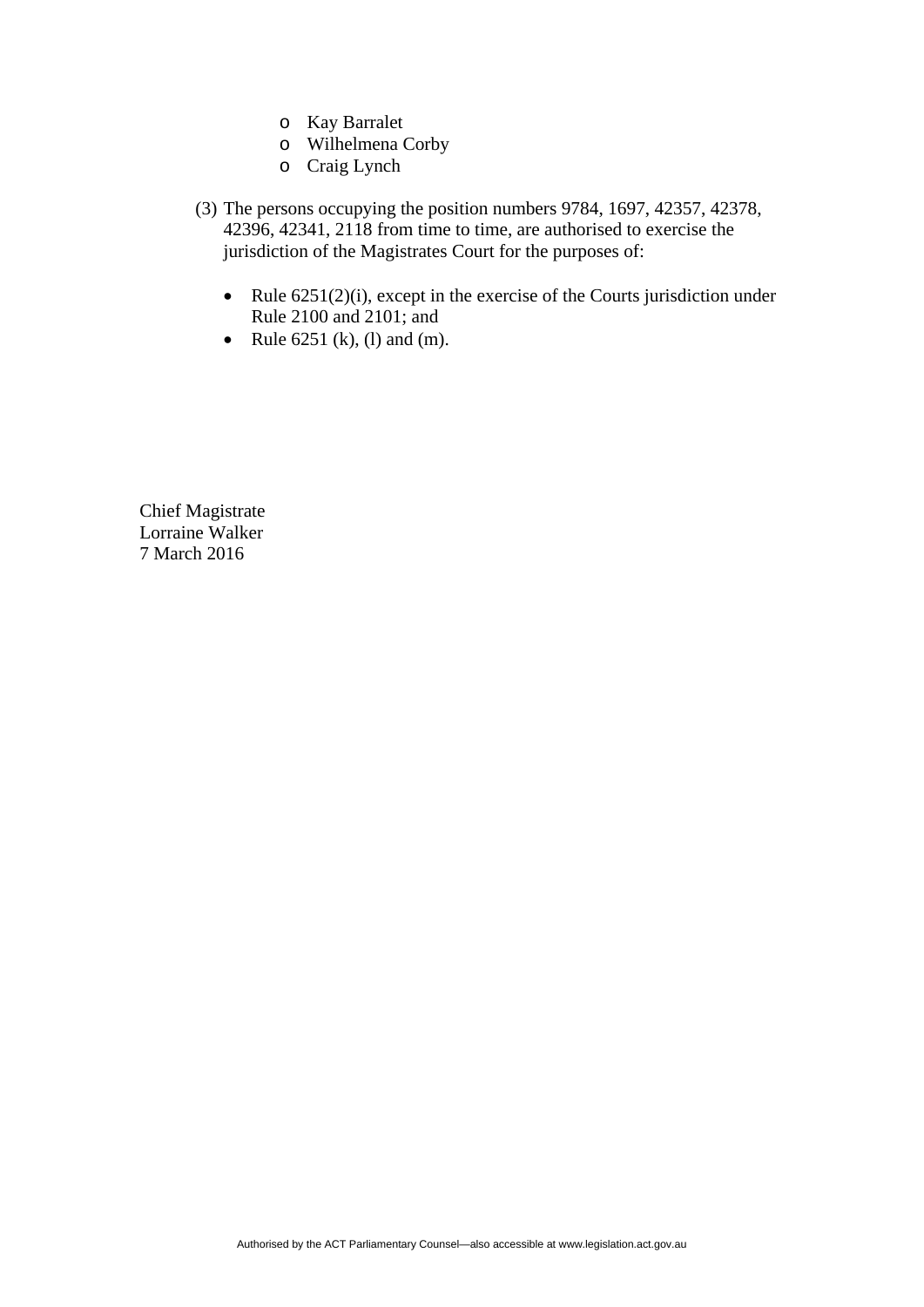- Kay Barralet
    - Wilhelmena Corby
    - Craig Lynch

(3) The persons occupying the position numbers 9784, 1697, 42357, 42378, 42396, 42341, 2118 from time to time, are authorised to exercise the jurisdiction of the Magistrates Court for the purposes of:

- Rule 6251(2)(i), except in the exercise of the Courts jurisdiction under Rule 2100 and 2101; and
- Rule 6251 (k), (l) and (m).

Chief Magistrate
Lorraine Walker
7 March 2016